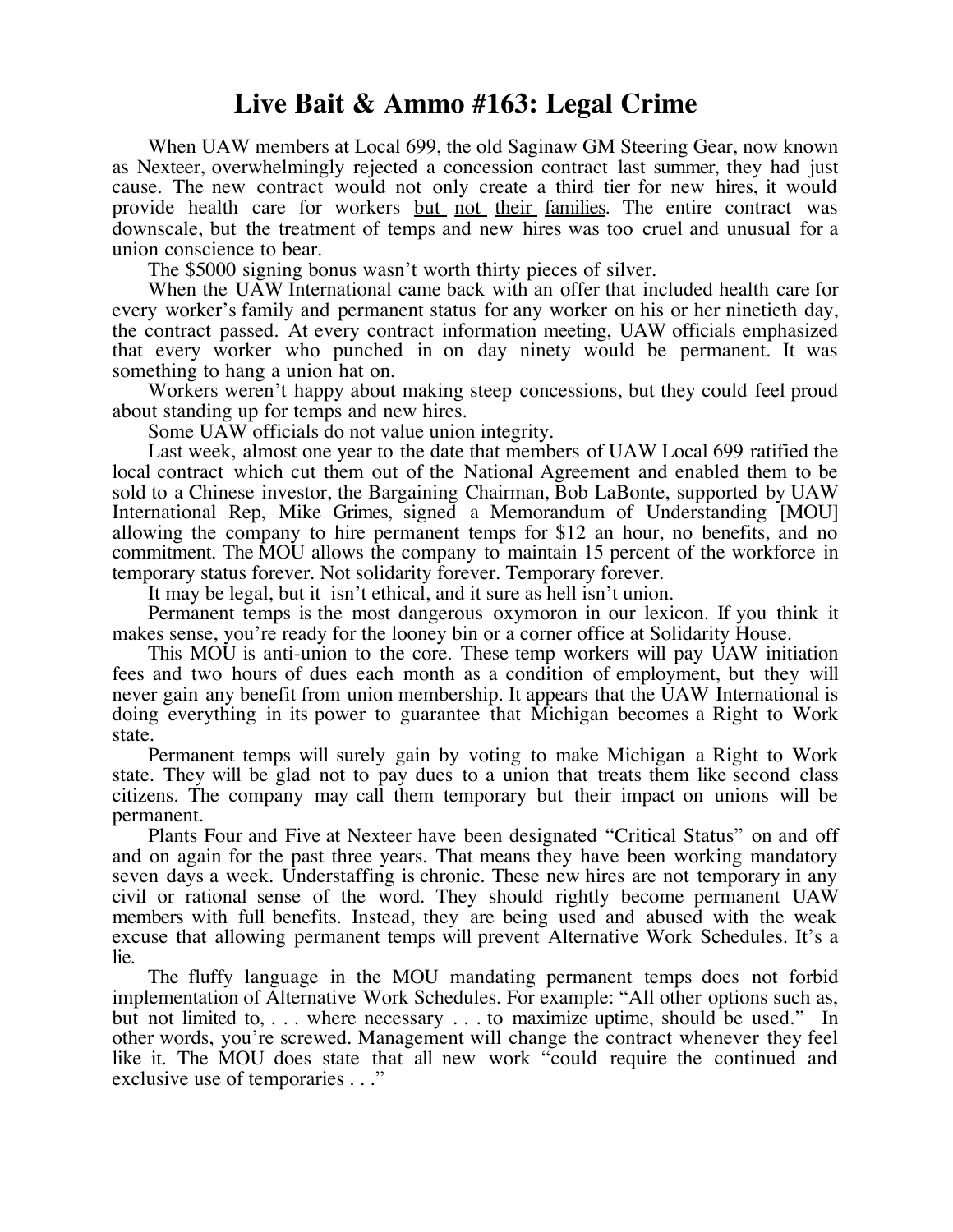# Live Bait & Ammo #163: Legal Crime

When UAW members at Local 699, the old Saginaw GM Steering Gear, now known as Nexteer, overwhelmingly rejected a concession contract last summer, they had just cause. The new contract would not only create a third tier for new hires, it would provide health care for workers <u>but not their families</u>. The entire contract was downscale, but the treatment of temps and new hires was too cruel and unusual for a union conscience to bear.

The $5000 signing bonus wasn't worth thirty pieces of silver.

When the UAW International came back with an offer that included health care for every worker's family and permanent status for any worker on his or her ninetieth day, the contract passed. At every contract information meeting, UAW officials emphasized that every worker who punched in on day ninety would be permanent. It was something to hang a union hat on.

Workers weren't happy about making steep concessions, but they could feel proud about standing up for temps and new hires.

Some UAW officials do not value union integrity.

Last week, almost one year to the date that members of UAW Local 699 ratified the local contract which cut them out of the National Agreement and enabled them to be sold to a Chinese investor, the Bargaining Chairman, Bob LaBonte, supported by UAW International Rep, Mike Grimes, signed a Memorandum of Understanding [MOU] allowing the company to hire permanent temps for $12 an hour, no benefits, and no commitment. The MOU allows the company to maintain 15 percent of the workforce in temporary status forever. Not solidarity forever. Temporary forever.

It may be legal, but it isn't ethical, and it sure as hell isn't union.

Permanent temps is the most dangerous oxymoron in our lexicon. If you think it makes sense, you're ready for the looney bin or a corner office at Solidarity House.

This MOU is anti-union to the core. These temp workers will pay UAW initiation fees and two hours of dues each month as a condition of employment, but they will never gain any benefit from union membership. It appears that the UAW International is doing everything in its power to guarantee that Michigan becomes a Right to Work state.

Permanent temps will surely gain by voting to make Michigan a Right to Work state. They will be glad not to pay dues to a union that treats them like second class citizens. The company may call them temporary but their impact on unions will be permanent.

Plants Four and Five at Nexteer have been designated "Critical Status" on and off and on again for the past three years. That means they have been working mandatory seven days a week. Understaffing is chronic. These new hires are not temporary in any civil or rational sense of the word. They should rightly become permanent UAW members with full benefits. Instead, they are being used and abused with the weak excuse that allowing permanent temps will prevent Alternative Work Schedules. It's a lie.

The fluffy language in the MOU mandating permanent temps does not forbid implementation of Alternative Work Schedules. For example: "All other options such as, but not limited to, . . . where necessary . . . to maximize uptime, should be used." In other words, you're screwed. Management will change the contract whenever they feel like it. The MOU does state that all new work "could require the continued and exclusive use of temporaries . . ."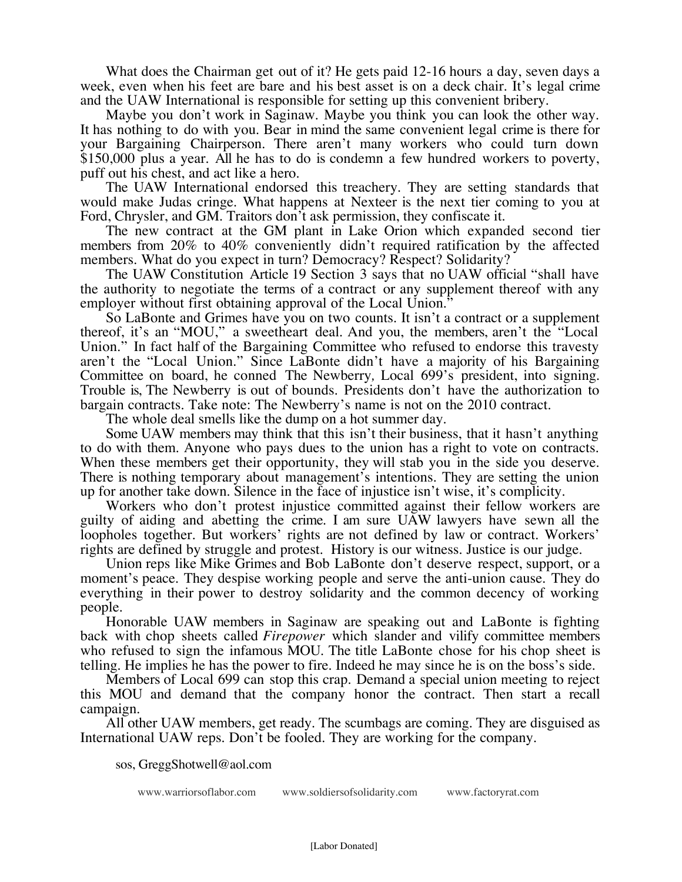What does the Chairman get out of it? He gets paid 12-16 hours a day, seven days a week, even when his feet are bare and his best asset is on a deck chair. It's legal crime and the UAW International is responsible for setting up this convenient bribery.

Maybe you don't work in Saginaw. Maybe you think you can look the other way. It has nothing to do with you. Bear in mind the same convenient legal crime is there for your Bargaining Chairperson. There aren't many workers who could turn down $150,000 plus a year. All he has to do is condemn a few hundred workers to poverty, puff out his chest, and act like a hero.

The UAW International endorsed this treachery. They are setting standards that would make Judas cringe. What happens at Nexteer is the next tier coming to you at Ford, Chrysler, and GM. Traitors don't ask permission, they confiscate it.

The new contract at the GM plant in Lake Orion which expanded second tier members from 20% to 40% conveniently didn't required ratification by the affected members. What do you expect in turn? Democracy? Respect? Solidarity?

The UAW Constitution Article 19 Section 3 says that no UAW official "shall have the authority to negotiate the terms of a contract or any supplement thereof with any employer without first obtaining approval of the Local Union."

So LaBonte and Grimes have you on two counts. It isn't a contract or a supplement thereof, it's an "MOU," a sweetheart deal. And you, the members, aren't the "Local Union." In fact half of the Bargaining Committee who refused to endorse this travesty aren't the "Local Union." Since LaBonte didn't have a majority of his Bargaining Committee on board, he conned The Newberry, Local 699's president, into signing. Trouble is, The Newberry is out of bounds. Presidents don't have the authorization to bargain contracts. Take note: The Newberry's name is not on the 2010 contract.

The whole deal smells like the dump on a hot summer day.

Some UAW members may think that this isn't their business, that it hasn't anything to do with them. Anyone who pays dues to the union has a right to vote on contracts. When these members get their opportunity, they will stab you in the side you deserve. There is nothing temporary about management's intentions. They are setting the union up for another take down. Silence in the face of injustice isn't wise, it's complicity.

Workers who don't protest injustice committed against their fellow workers are guilty of aiding and abetting the crime. I am sure UAW lawyers have sewn all the loopholes together. But workers' rights are not defined by law or contract. Workers' rights are defined by struggle and protest. History is our witness. Justice is our judge.

Union reps like Mike Grimes and Bob LaBonte don't deserve respect, support, or a moment's peace. They despise working people and serve the anti-union cause. They do everything in their power to destroy solidarity and the common decency of working people.

Honorable UAW members in Saginaw are speaking out and LaBonte is fighting back with chop sheets called *Firepower* which slander and vilify committee members who refused to sign the infamous MOU. The title LaBonte chose for his chop sheet is telling. He implies he has the power to fire. Indeed he may since he is on the boss's side.

Members of Local 699 can stop this crap. Demand a special union meeting to reject this MOU and demand that the company honor the contract. Then start a recall campaign.

All other UAW members, get ready. The scumbags are coming. They are disguised as International UAW reps. Don't be fooled. They are working for the company.

sos, GreggShotwell@aol.com

www.warriorsoflabor.com www.soldiersofsolidarity.com www.factoryrat.com

[Labor Donated]